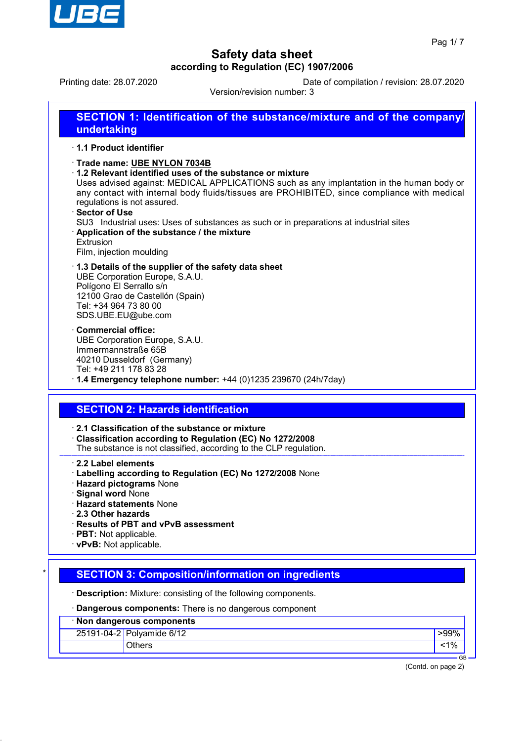# Safety data sheet

**according to Regulation (EC) 1907/2006**

Printing date: 28.07.2020 Date of compilation / revision: 28.07.2020

Version/revision number: 3

## SECTION 1: Identification of the substance/mixture and of the company/ undertaking

· **1.1 Product identifier**

· **Trade name: UBE NYLON 7034B**

· **1.2 Relevant identified uses of the substance or mixture**

Uses advised against: MEDICAL APPLICATIONS such as any implantation in the human body or any contact with internal body fluids/tissues are PROHIBITED, since compliance with medical regulations is not assured.

· **Sector of Use**

SU3 Industrial uses: Uses of substances as such or in preparations at industrial sites

· **Application of the substance / the mixture**

Extrusion

Film, injection moulding

· **1.3 Details of the supplier of the safety data sheet**

UBE Corporation Europe, S.A.U.
Polígono El Serrallo s/n
12100 Grao de Castellón (Spain)
Tel: +34 964 73 80 00
SDS.UBE.EU@ube.com

· **Commercial office:**

UBE Corporation Europe, S.A.U.
Immermannstraße 65B
40210 Dusseldorf (Germany)
Tel: +49 211 178 83 28

· **1.4 Emergency telephone number:** +44 (0)1235 239670 (24h/7day)

## SECTION 2: Hazards identification

· **2.1 Classification of the substance or mixture**

· **Classification according to Regulation (EC) No 1272/2008**

The substance is not classified, according to the CLP regulation.

· **2.2 Label elements**

· **Labelling according to Regulation (EC) No 1272/2008** None

· **Hazard pictograms** None

· **Signal word** None

· **Hazard statements** None

· **2.3 Other hazards**

· **Results of PBT and vPvB assessment**

· **PBT:** Not applicable.

· **vPvB:** Not applicable.

## * SECTION 3: Composition/information on ingredients

· **Description:** Mixture: consisting of the following components.

· **Dangerous components:** There is no dangerous component

| · Non dangerous components | | |
|---|---|---|
| 25191-04-2 | Polyamide 6/12 | >99% |
| | Others | <1% |

(Contd. on page 2)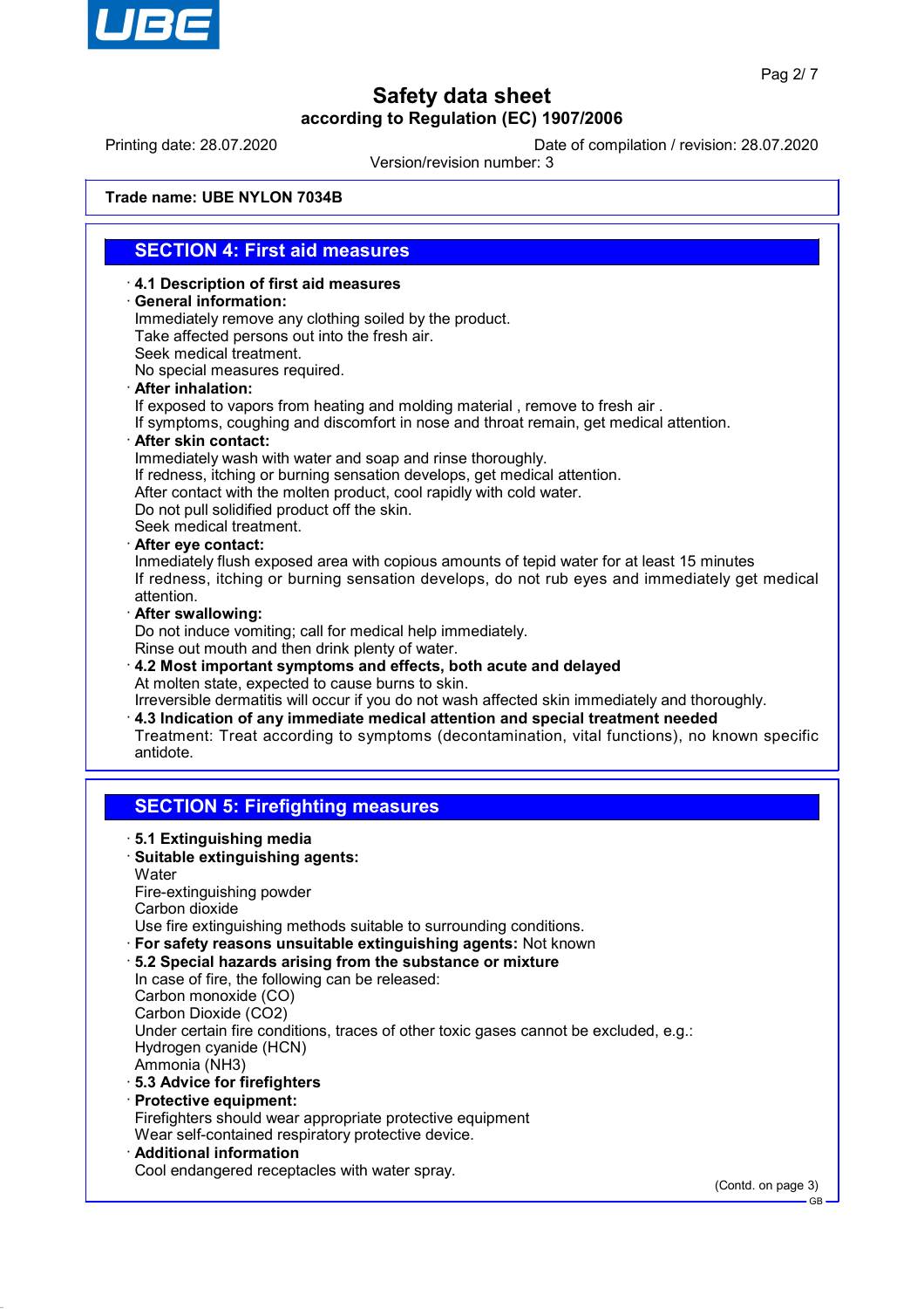Trade name: UBE NYLON 7034B

## SECTION 4: First aid measures

· **4.1 Description of first aid measures**
· **General information:**
Immediately remove any clothing soiled by the product.
Take affected persons out into the fresh air.
Seek medical treatment.
No special measures required.
· **After inhalation:**
If exposed to vapors from heating and molding material , remove to fresh air .
If symptoms, coughing and discomfort in nose and throat remain, get medical attention.
· **After skin contact:**
Immediately wash with water and soap and rinse thoroughly.
If redness, itching or burning sensation develops, get medical attention.
After contact with the molten product, cool rapidly with cold water.
Do not pull solidified product off the skin.
Seek medical treatment.
· **After eye contact:**
Inmediately flush exposed area with copious amounts of tepid water for at least 15 minutes
If redness, itching or burning sensation develops, do not rub eyes and immediately get medical attention.
· **After swallowing:**
Do not induce vomiting; call for medical help immediately.
Rinse out mouth and then drink plenty of water.
· **4.2 Most important symptoms and effects, both acute and delayed**
At molten state, expected to cause burns to skin.
Irreversible dermatitis will occur if you do not wash affected skin immediately and thoroughly.
· **4.3 Indication of any immediate medical attention and special treatment needed**
Treatment: Treat according to symptoms (decontamination, vital functions), no known specific antidote.

## SECTION 5: Firefighting measures

· **5.1 Extinguishing media**
· **Suitable extinguishing agents:**
Water
Fire-extinguishing powder
Carbon dioxide
Use fire extinguishing methods suitable to surrounding conditions.
· **For safety reasons unsuitable extinguishing agents:** Not known
· **5.2 Special hazards arising from the substance or mixture**
In case of fire, the following can be released:
Carbon monoxide (CO)
Carbon Dioxide ($CO_2$)
Under certain fire conditions, traces of other toxic gases cannot be excluded, e.g.:
Hydrogen cyanide (HCN)
Ammonia ($NH_3$)
· **5.3 Advice for firefighters**
· **Protective equipment:**
Firefighters should wear appropriate protective equipment
Wear self-contained respiratory protective device.
· **Additional information**
Cool endangered receptacles with water spray.

(Contd. on page 3)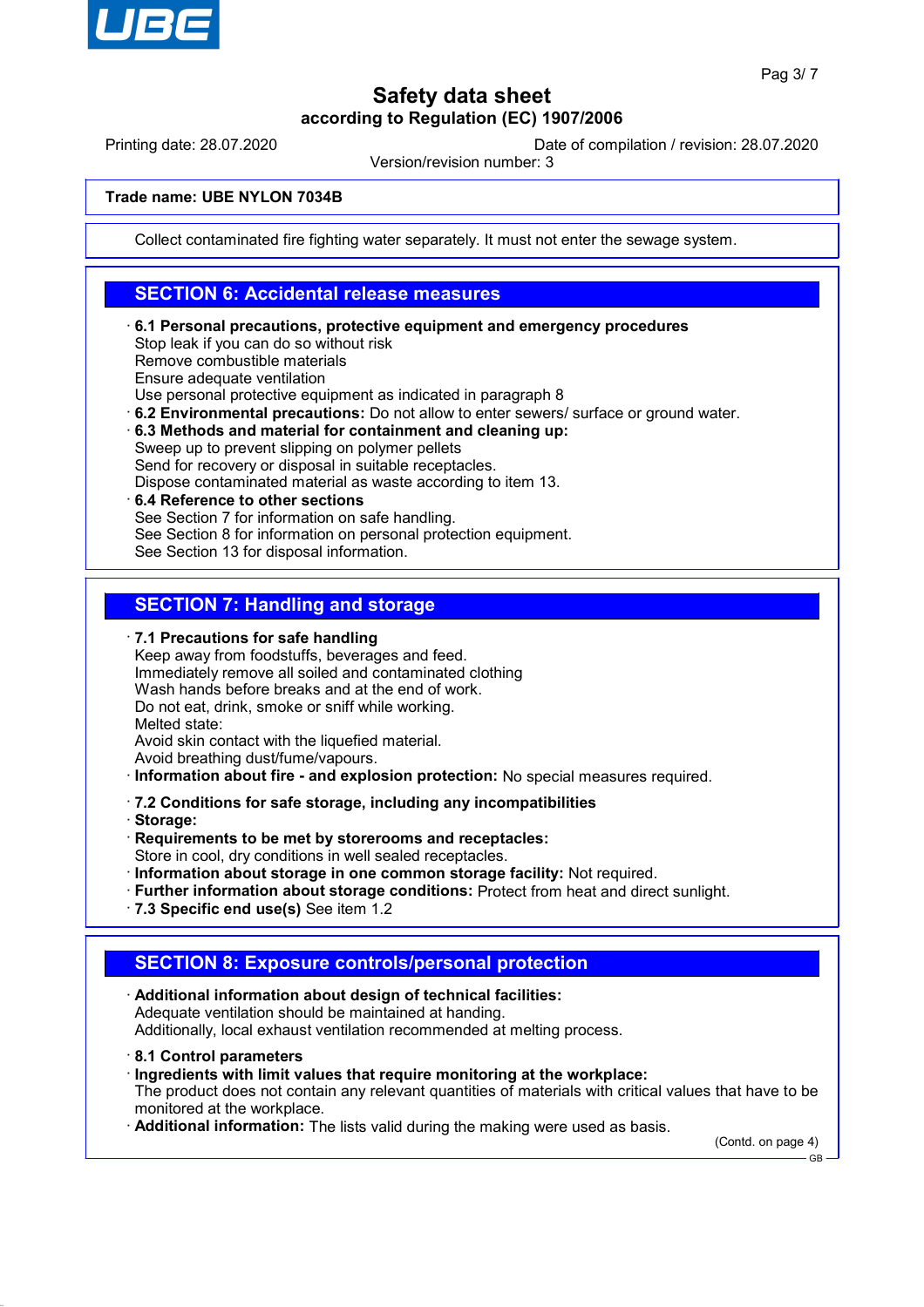Trade name: UBE NYLON 7034B

Collect contaminated fire fighting water separately. It must not enter the sewage system.

## SECTION 6: Accidental release measures

- **6.1 Personal precautions, protective equipment and emergency procedures**
  Stop leak if you can do so without risk
  Remove combustible materials
  Ensure adequate ventilation
  Use personal protective equipment as indicated in paragraph 8
- **6.2 Environmental precautions:** Do not allow to enter sewers/ surface or ground water.
- **6.3 Methods and material for containment and cleaning up:**
  Sweep up to prevent slipping on polymer pellets
  Send for recovery or disposal in suitable receptacles.
  Dispose contaminated material as waste according to item 13.
- **6.4 Reference to other sections**
  See Section 7 for information on safe handling.
  See Section 8 for information on personal protection equipment.
  See Section 13 for disposal information.

## SECTION 7: Handling and storage

- **7.1 Precautions for safe handling**
  Keep away from foodstuffs, beverages and feed.
  Immediately remove all soiled and contaminated clothing
  Wash hands before breaks and at the end of work.
  Do not eat, drink, smoke or sniff while working.
  Melted state:
  Avoid skin contact with the liquefied material.
  Avoid breathing dust/fume/vapours.
- **Information about fire - and explosion protection:** No special measures required.

- **7.2 Conditions for safe storage, including any incompatibilities**
- **Storage:**
- **Requirements to be met by storerooms and receptacles:**
  Store in cool, dry conditions in well sealed receptacles.
- **Information about storage in one common storage facility:** Not required.
- **Further information about storage conditions:** Protect from heat and direct sunlight.
- **7.3 Specific end use(s)** See item 1.2

## SECTION 8: Exposure controls/personal protection

- **Additional information about design of technical facilities:**
  Adequate ventilation should be maintained at handing.
  Additionally, local exhaust ventilation recommended at melting process.

- **8.1 Control parameters**
- **Ingredients with limit values that require monitoring at the workplace:**
  The product does not contain any relevant quantities of materials with critical values that have to be monitored at the workplace.
- **Additional information:** The lists valid during the making were used as basis.

(Contd. on page 4)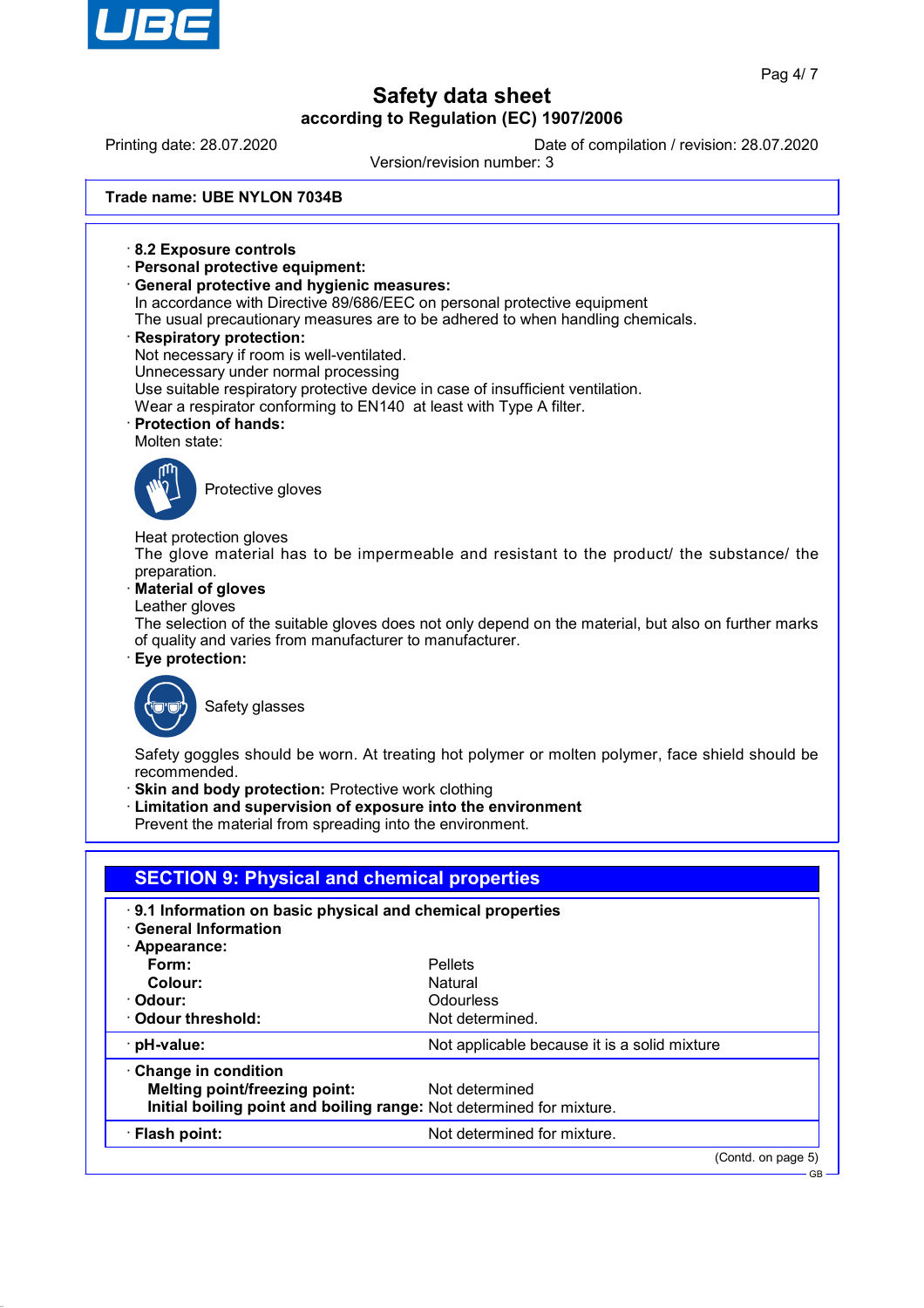Trade name: UBE NYLON 7034B

· **8.2 Exposure controls**
· **Personal protective equipment:**
· **General protective and hygienic measures:**
In accordance with Directive 89/686/EEC on personal protective equipment
The usual precautionary measures are to be adhered to when handling chemicals.
· **Respiratory protection:**
Not necessary if room is well-ventilated.
Unnecessary under normal processing
Use suitable respiratory protective device in case of insufficient ventilation.
Wear a respirator conforming to EN140 at least with Type A filter.
· **Protection of hands:**
Molten state:

Protective gloves

Heat protection gloves
The glove material has to be impermeable and resistant to the product/ the substance/ the preparation.
· **Material of gloves**
Leather gloves
The selection of the suitable gloves does not only depend on the material, but also on further marks of quality and varies from manufacturer to manufacturer.
· **Eye protection:**

Safety glasses

Safety goggles should be worn. At treating hot polymer or molten polymer, face shield should be recommended.
· **Skin and body protection:** Protective work clothing
· **Limitation and supervision of exposure into the environment**
Prevent the material from spreading into the environment.

## SECTION 9: Physical and chemical properties

· **9.1 Information on basic physical and chemical properties**
· **General Information**

| | |
|---|---|
| · **Appearance:** | |
| **Form:** | Pellets |
| **Colour:** | Natural |
| · **Odour:** | Odourless |
| · **Odour threshold:** | Not determined. |
| · **pH-value:** | Not applicable because it is a solid mixture |
| · **Change in condition** | |
| **Melting point/freezing point:** | Not determined |
| **Initial boiling point and boiling range:** | Not determined for mixture. |
| · **Flash point:** | Not determined for mixture. |

(Contd. on page 5)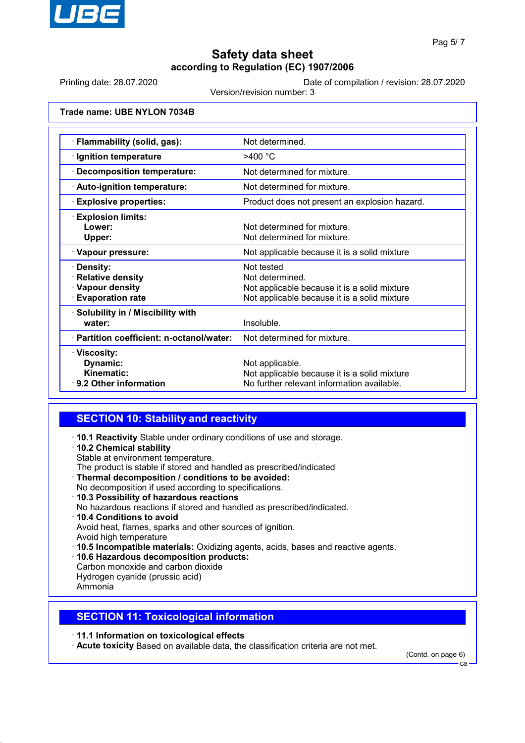# Safety data sheet

**according to Regulation (EC) 1907/2006**

Printing date: 28.07.2020 Date of compilation / revision: 28.07.2020

Version/revision number: 3

**Trade name: UBE NYLON 7034B**

| | |
|---|---|
| · **Flammability (solid, gas):** | Not determined. |
| · **Ignition temperature** | >400 °C |
| · **Decomposition temperature:** | Not determined for mixture. |
| · **Auto-ignition temperature:** | Not determined for mixture. |
| · **Explosive properties:** | Product does not present an explosion hazard. |
| · **Explosion limits:** | |
| **Lower:** | Not determined for mixture. |
| **Upper:** | Not determined for mixture. |
| · **Vapour pressure:** | Not applicable because it is a solid mixture |
| · **Density:** | Not tested |
| · **Relative density** | Not determined. |
| · **Vapour density** | Not applicable because it is a solid mixture |
| · **Evaporation rate** | Not applicable because it is a solid mixture |
| · **Solubility in / Miscibility with water:** | Insoluble. |
| · **Partition coefficient: n-octanol/water:** | Not determined for mixture. |
| · **Viscosity:** | |
| **Dynamic:** | Not applicable. |
| **Kinematic:** | Not applicable because it is a solid mixture |
| · **9.2 Other information** | No further relevant information available. |

## SECTION 10: Stability and reactivity

· **10.1 Reactivity** Stable under ordinary conditions of use and storage.

· **10.2 Chemical stability**
Stable at environment temperature.
The product is stable if stored and handled as prescribed/indicated

· **Thermal decomposition / conditions to be avoided:**
No decomposition if used according to specifications.

· **10.3 Possibility of hazardous reactions**
No hazardous reactions if stored and handled as prescribed/indicated.

· **10.4 Conditions to avoid**
Avoid heat, flames, sparks and other sources of ignition.
Avoid high temperature

· **10.5 Incompatible materials:** Oxidizing agents, acids, bases and reactive agents.

· **10.6 Hazardous decomposition products:**
Carbon monoxide and carbon dioxide
Hydrogen cyanide (prussic acid)
Ammonia

## SECTION 11: Toxicological information

· **11.1 Information on toxicological effects**

· **Acute toxicity** Based on available data, the classification criteria are not met.

(Contd. on page 6)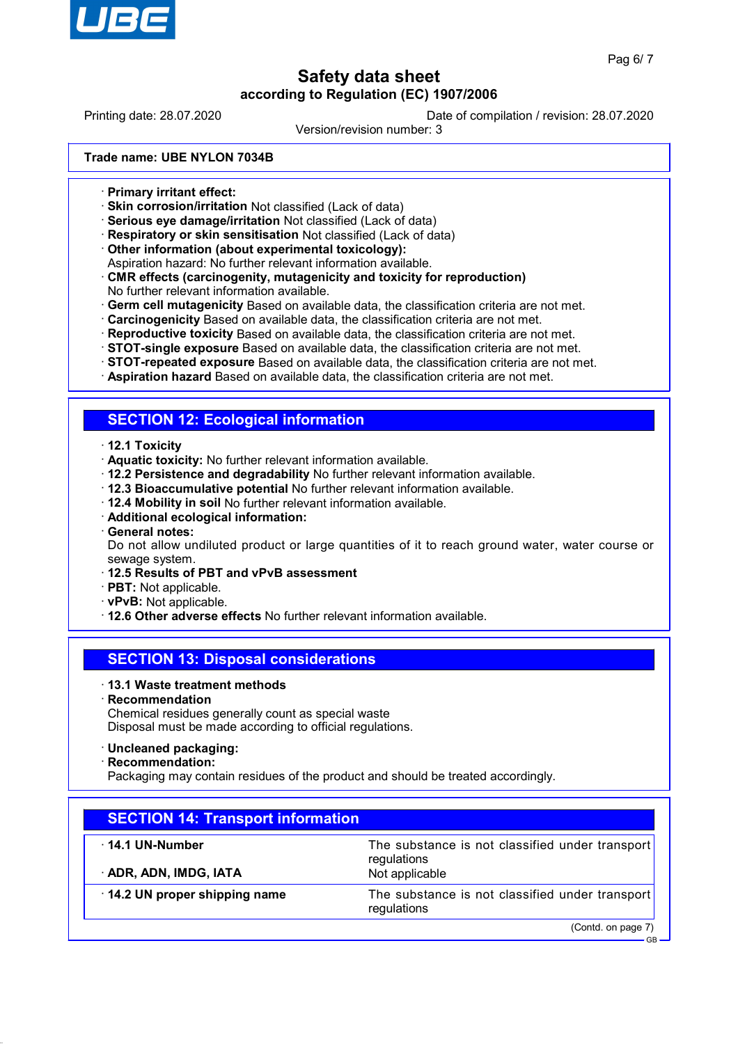Trade name: UBE NYLON 7034B

- **Primary irritant effect:**
- **Skin corrosion/irritation** Not classified (Lack of data)
- **Serious eye damage/irritation** Not classified (Lack of data)
- **Respiratory or skin sensitisation** Not classified (Lack of data)
- **Other information (about experimental toxicology):**
  Aspiration hazard: No further relevant information available.
- **CMR effects (carcinogenity, mutagenicity and toxicity for reproduction)**
  No further relevant information available.
- **Germ cell mutagenicity** Based on available data, the classification criteria are not met.
- **Carcinogenicity** Based on available data, the classification criteria are not met.
- **Reproductive toxicity** Based on available data, the classification criteria are not met.
- **STOT-single exposure** Based on available data, the classification criteria are not met.
- **STOT-repeated exposure** Based on available data, the classification criteria are not met.
- **Aspiration hazard** Based on available data, the classification criteria are not met.

## SECTION 12: Ecological information

- **12.1 Toxicity**
- **Aquatic toxicity:** No further relevant information available.
- **12.2 Persistence and degradability** No further relevant information available.
- **12.3 Bioaccumulative potential** No further relevant information available.
- **12.4 Mobility in soil** No further relevant information available.
- **Additional ecological information:**
- **General notes:**
  Do not allow undiluted product or large quantities of it to reach ground water, water course or sewage system.
- **12.5 Results of PBT and vPvB assessment**
- **PBT:** Not applicable.
- **vPvB:** Not applicable.
- **12.6 Other adverse effects** No further relevant information available.

## SECTION 13: Disposal considerations

- **13.1 Waste treatment methods**
- **Recommendation**
  Chemical residues generally count as special waste
  Disposal must be made according to official regulations.

- **Uncleaned packaging:**
- **Recommendation:**
  Packaging may contain residues of the product and should be treated accordingly.

## SECTION 14: Transport information

| | |
|---|---|
| **14.1 UN-Number** | The substance is not classified under transport regulations |
| **ADR, ADN, IMDG, IATA** | Not applicable |
| **14.2 UN proper shipping name** | The substance is not classified under transport regulations |

(Contd. on page 7)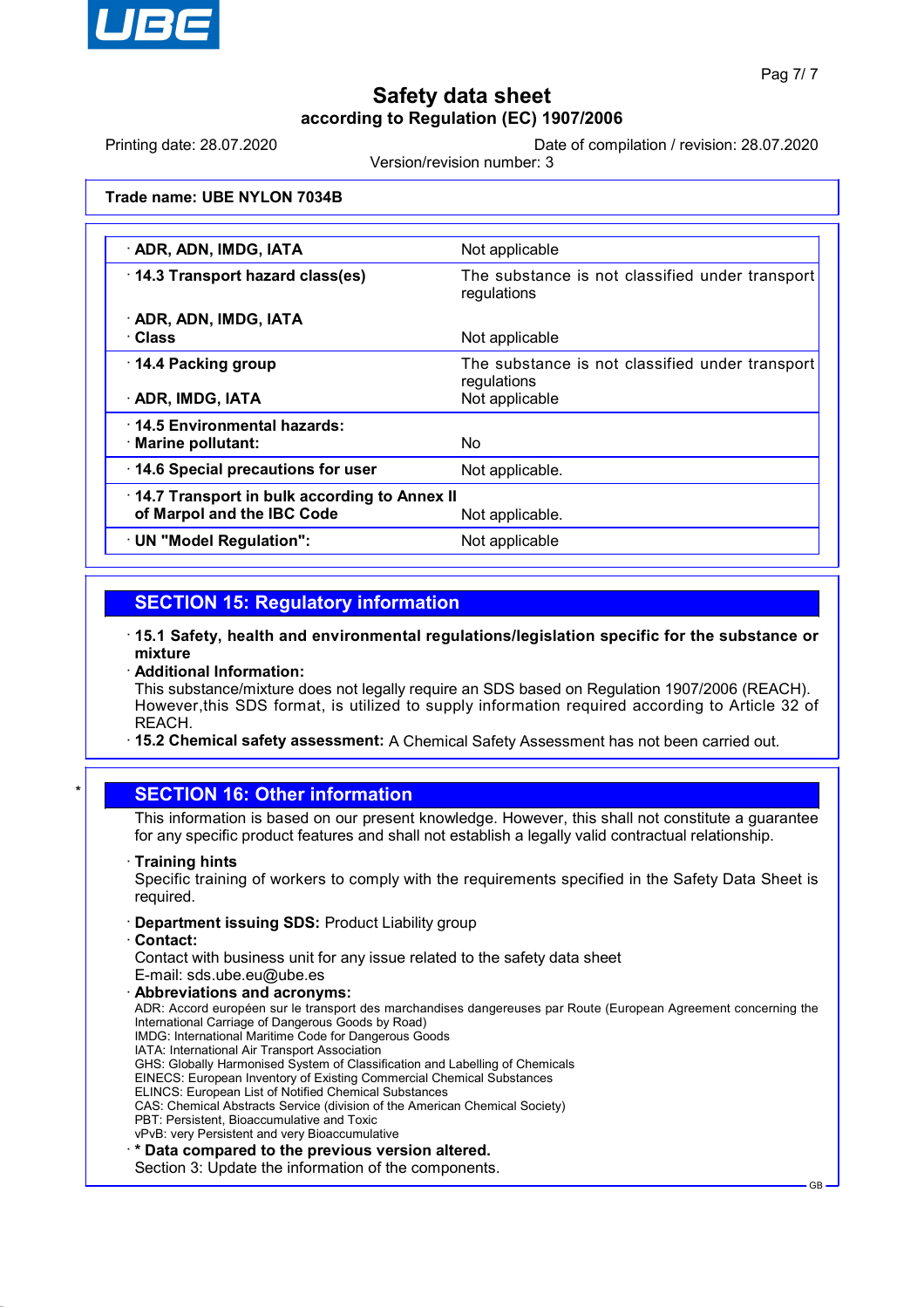Trade name: UBE NYLON 7034B

| | |
|---|---|
| · ADR, ADN, IMDG, IATA | Not applicable |
| · 14.3 Transport hazard class(es) | The substance is not classified under transport regulations |
| · ADR, ADN, IMDG, IATA<br>· Class | Not applicable |
| · 14.4 Packing group | The substance is not classified under transport regulations |
| · ADR, IMDG, IATA | Not applicable |
| · 14.5 Environmental hazards:<br>· Marine pollutant: | No |
| · 14.6 Special precautions for user | Not applicable. |
| · 14.7 Transport in bulk according to Annex II of Marpol and the IBC Code | Not applicable. |
| · UN "Model Regulation": | Not applicable |

## SECTION 15: Regulatory information

· **15.1 Safety, health and environmental regulations/legislation specific for the substance or mixture**

· **Additional Information:**
This substance/mixture does not legally require an SDS based on Regulation 1907/2006 (REACH). However,this SDS format, is utilized to supply information required according to Article 32 of REACH.

· **15.2 Chemical safety assessment:** A Chemical Safety Assessment has not been carried out.

## SECTION 16: Other information

This information is based on our present knowledge. However, this shall not constitute a guarantee for any specific product features and shall not establish a legally valid contractual relationship.

· **Training hints**
Specific training of workers to comply with the requirements specified in the Safety Data Sheet is required.

· **Department issuing SDS:** Product Liability group

· **Contact:**
Contact with business unit for any issue related to the safety data sheet
E-mail: sds.ube.eu@ube.es

· **Abbreviations and acronyms:**
ADR: Accord européen sur le transport des marchandises dangereuses par Route (European Agreement concerning the International Carriage of Dangerous Goods by Road)
IMDG: International Maritime Code for Dangerous Goods
IATA: International Air Transport Association
GHS: Globally Harmonised System of Classification and Labelling of Chemicals
EINECS: European Inventory of Existing Commercial Chemical Substances
ELINCS: European List of Notified Chemical Substances
CAS: Chemical Abstracts Service (division of the American Chemical Society)
PBT: Persistent, Bioaccumulative and Toxic
vPvB: very Persistent and very Bioaccumulative

· **\* Data compared to the previous version altered.**
Section 3: Update the information of the components.